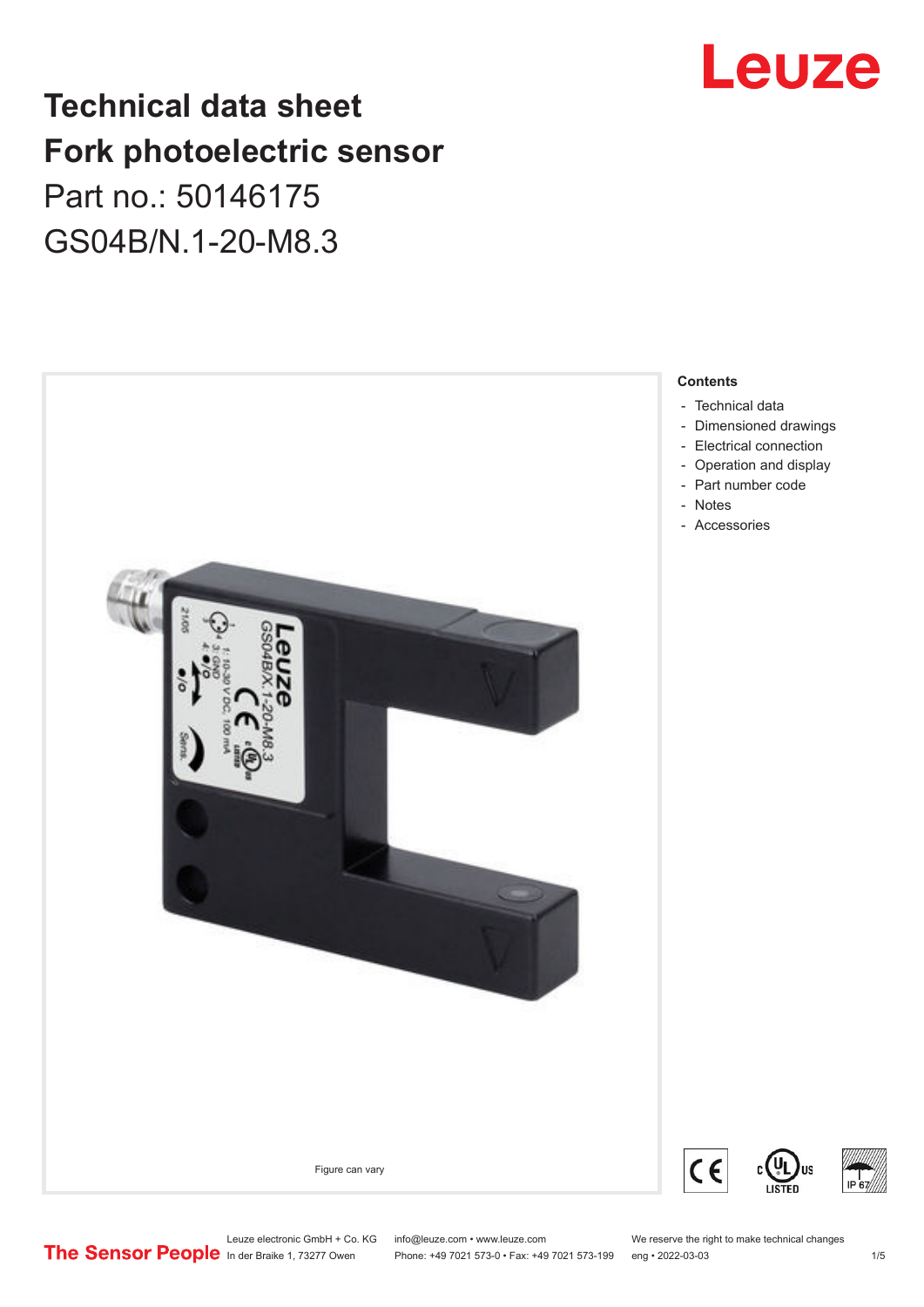# Technical data sheet
# Fork photoelectric sensor
## Part no.: 50146175
## GS04B/N.1-20-M8.3

Figure can vary

**Contents**

- Technical data
- Dimensioned drawings
- Electrical connection
- Operation and display
- Part number code
- Notes
- Accessories

Leuze electronic GmbH + Co. KG
In der Braike 1, 73277 Owen

info@leuze.com • www.leuze.com
Phone: +49 7021 573-0 • Fax: +49 7021 573-199

We reserve the right to make technical changes
eng • 2022-03-03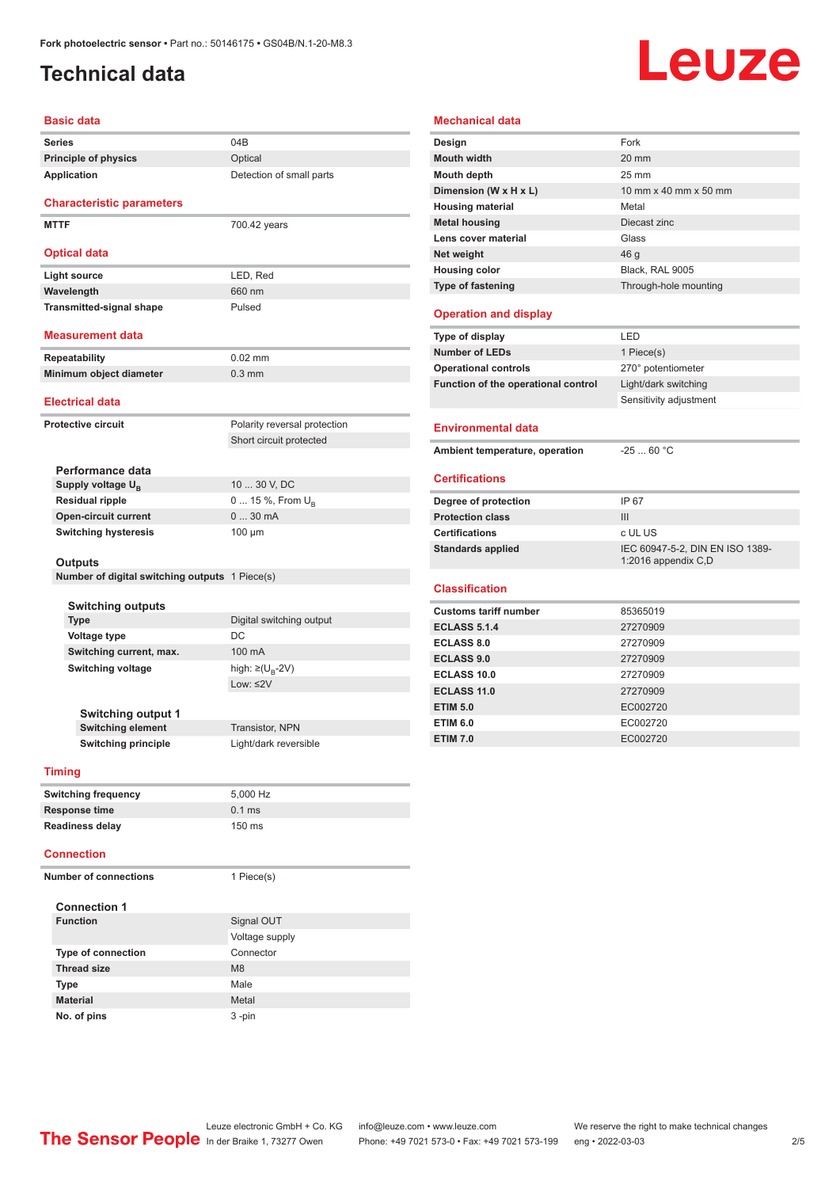Fork photoelectric sensor • Part no.: 50146175 • GS04B/N.1-20-M8.3

# Technical data

## Basic data

| | |
|---|---|
| Series | 04B |
| Principle of physics | Optical |
| Application | Detection of small parts |

## Characteristic parameters

| | |
|---|---|
| MTTF | 700.42 years |

## Optical data

| | |
|---|---|
| Light source | LED, Red |
| Wavelength | 660 nm |
| Transmitted-signal shape | Pulsed |

## Measurement data

| | |
|---|---|
| Repeatability | 0.02 mm |
| Minimum object diameter | 0.3 mm |

## Electrical data

| | |
|---|---|
| Protective circuit | Polarity reversal protection |
| | Short circuit protected |

### Performance data

| | |
|---|---|
| Supply voltage $U_B$ | 10 ... 30 V, DC |
| Residual ripple | 0 ... 15 %, From $U_B$ |
| Open-circuit current | 0 ... 30 mA |
| Switching hysteresis | 100 µm |

### Outputs

| | |
|---|---|
| Number of digital switching outputs | 1 Piece(s) |

#### Switching outputs

| | |
|---|---|
| Type | Digital switching output |
| Voltage type | DC |
| Switching current, max. | 100 mA |
| Switching voltage | high: ≥($U_B$-2V) |
| | Low: ≤2V |

##### Switching output 1

| | |
|---|---|
| Switching element | Transistor, NPN |
| Switching principle | Light/dark reversible |

## Timing

| | |
|---|---|
| Switching frequency | 5,000 Hz |
| Response time | 0.1 ms |
| Readiness delay | 150 ms |

## Connection

| | |
|---|---|
| Number of connections | 1 Piece(s) |

### Connection 1

| | |
|---|---|
| Function | Signal OUT |
| | Voltage supply |
| Type of connection | Connector |
| Thread size | M8 |
| Type | Male |
| Material | Metal |
| No. of pins | 3 -pin |

## Mechanical data

| | |
|---|---|
| Design | Fork |
| Mouth width | 20 mm |
| Mouth depth | 25 mm |
| Dimension (W x H x L) | 10 mm x 40 mm x 50 mm |
| Housing material | Metal |
| Metal housing | Diecast zinc |
| Lens cover material | Glass |
| Net weight | 46 g |
| Housing color | Black, RAL 9005 |
| Type of fastening | Through-hole mounting |

## Operation and display

| | |
|---|---|
| Type of display | LED |
| Number of LEDs | 1 Piece(s) |
| Operational controls | 270° potentiometer |
| Function of the operational control | Light/dark switching |
| | Sensitivity adjustment |

## Environmental data

| | |
|---|---|
| Ambient temperature, operation | -25 ... 60 °C |

## Certifications

| | |
|---|---|
| Degree of protection | IP 67 |
| Protection class | III |
| Certifications | c UL US |
| Standards applied | IEC 60947-5-2, DIN EN ISO 1389-1:2016 appendix C,D |

## Classification

| | |
|---|---|
| Customs tariff number | 85365019 |
| ECLASS 5.1.4 | 27270909 |
| ECLASS 8.0 | 27270909 |
| ECLASS 9.0 | 27270909 |
| ECLASS 10.0 | 27270909 |
| ECLASS 11.0 | 27270909 |
| ETIM 5.0 | EC002720 |
| ETIM 6.0 | EC002720 |
| ETIM 7.0 | EC002720 |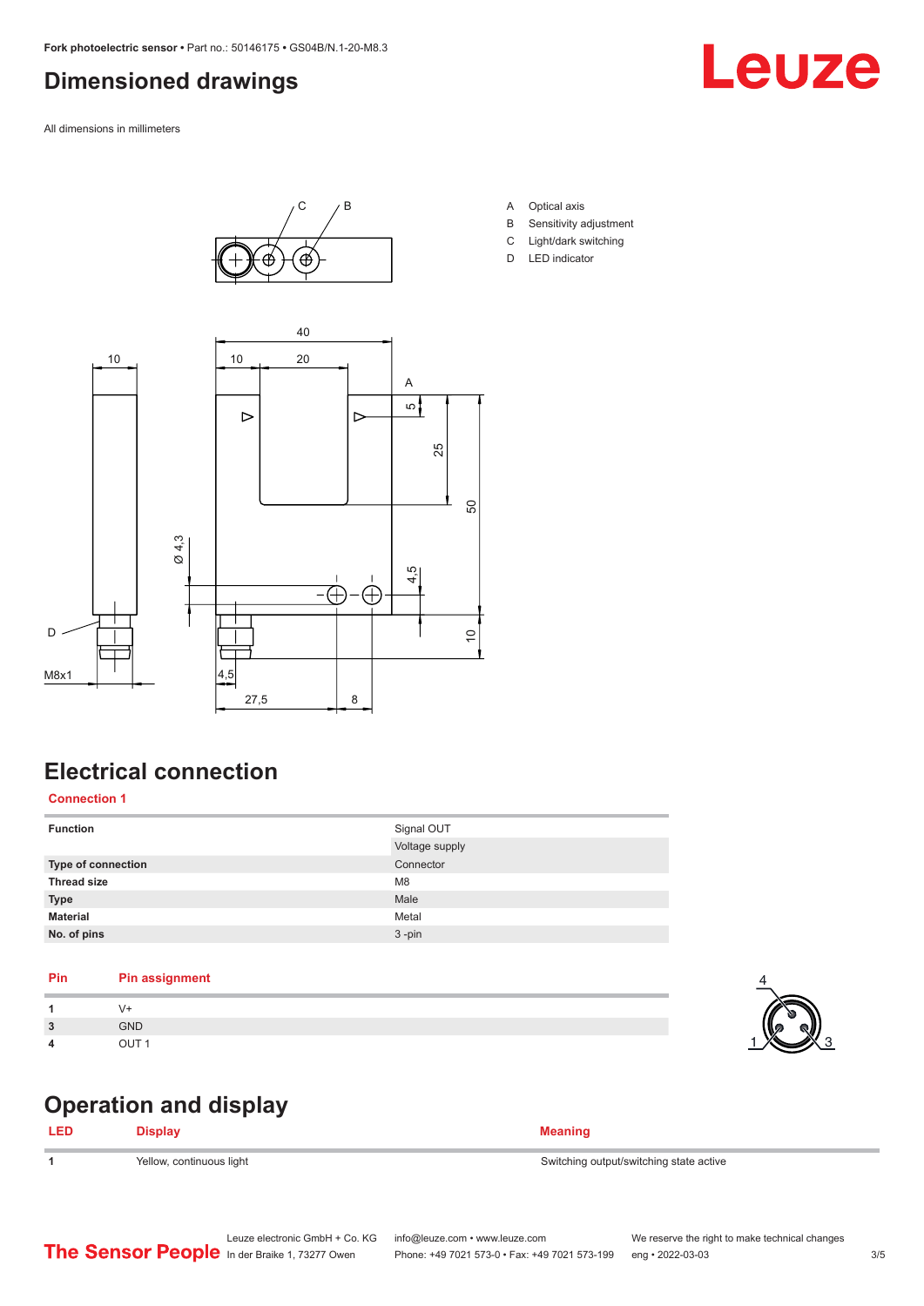## Dimensioned drawings

All dimensions in millimeters

A Optical axis
B Sensitivity adjustment
C Light/dark switching
D LED indicator

## Electrical connection

**Connection 1**

| | |
|---|---|
| **Function** | Signal OUT |
| | Voltage supply |
| **Type of connection** | Connector |
| **Thread size** | M8 |
| **Type** | Male |
| **Material** | Metal |
| **No. of pins** | 3 -pin |

| Pin | Pin assignment |
|---|---|
| 1 | V+ |
| 3 | GND |
| 4 | OUT 1 |

## Operation and display

| LED | Display | Meaning |
|---|---|---|
| 1 | Yellow, continuous light | Switching output/switching state active |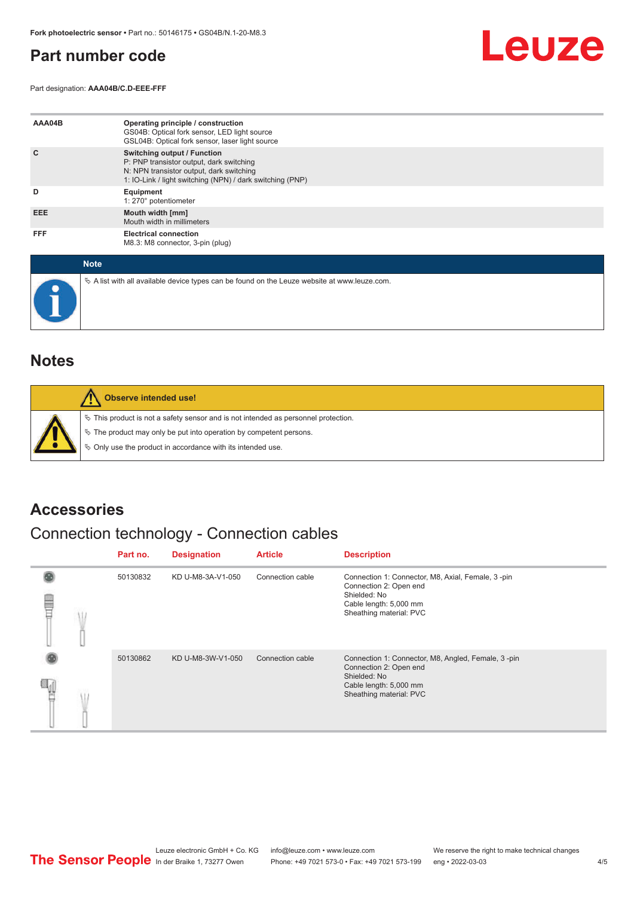# Part number code

Part designation: **AAA04B/C.D-EEE-FFF**

| | |
|---|---|
| **AAA04B** | **Operating principle / construction**<br>GS04B: Optical fork sensor, LED light source<br>GSL04B: Optical fork sensor, laser light source |
| **C** | **Switching output / Function**<br>P: PNP transistor output, dark switching<br>N: NPN transistor output, dark switching<br>1: IO-Link / light switching (NPN) / dark switching (PNP) |
| **D** | **Equipment**<br>1: 270° potentiometer |
| **EEE** | **Mouth width [mm]**<br>Mouth width in millimeters |
| **FFF** | **Electrical connection**<br>M8.3: M8 connector, 3-pin (plug) |

**Note**

- A list with all available device types can be found on the Leuze website at www.leuze.com.

# Notes

**Observe intended use!**

- This product is not a safety sensor and is not intended as personnel protection.
- The product may only be put into operation by competent persons.
- Only use the product in accordance with its intended use.

# Accessories

## Connection technology - Connection cables

| Part no. | Designation | Article | Description |
|---|---|---|---|
| 50130832 | KD U-M8-3A-V1-050 | Connection cable | Connection 1: Connector, M8, Axial, Female, 3 -pin<br>Connection 2: Open end<br>Shielded: No<br>Cable length: 5,000 mm<br>Sheathing material: PVC |
| 50130862 | KD U-M8-3W-V1-050 | Connection cable | Connection 1: Connector, M8, Angled, Female, 3 -pin<br>Connection 2: Open end<br>Shielded: No<br>Cable length: 5,000 mm<br>Sheathing material: PVC |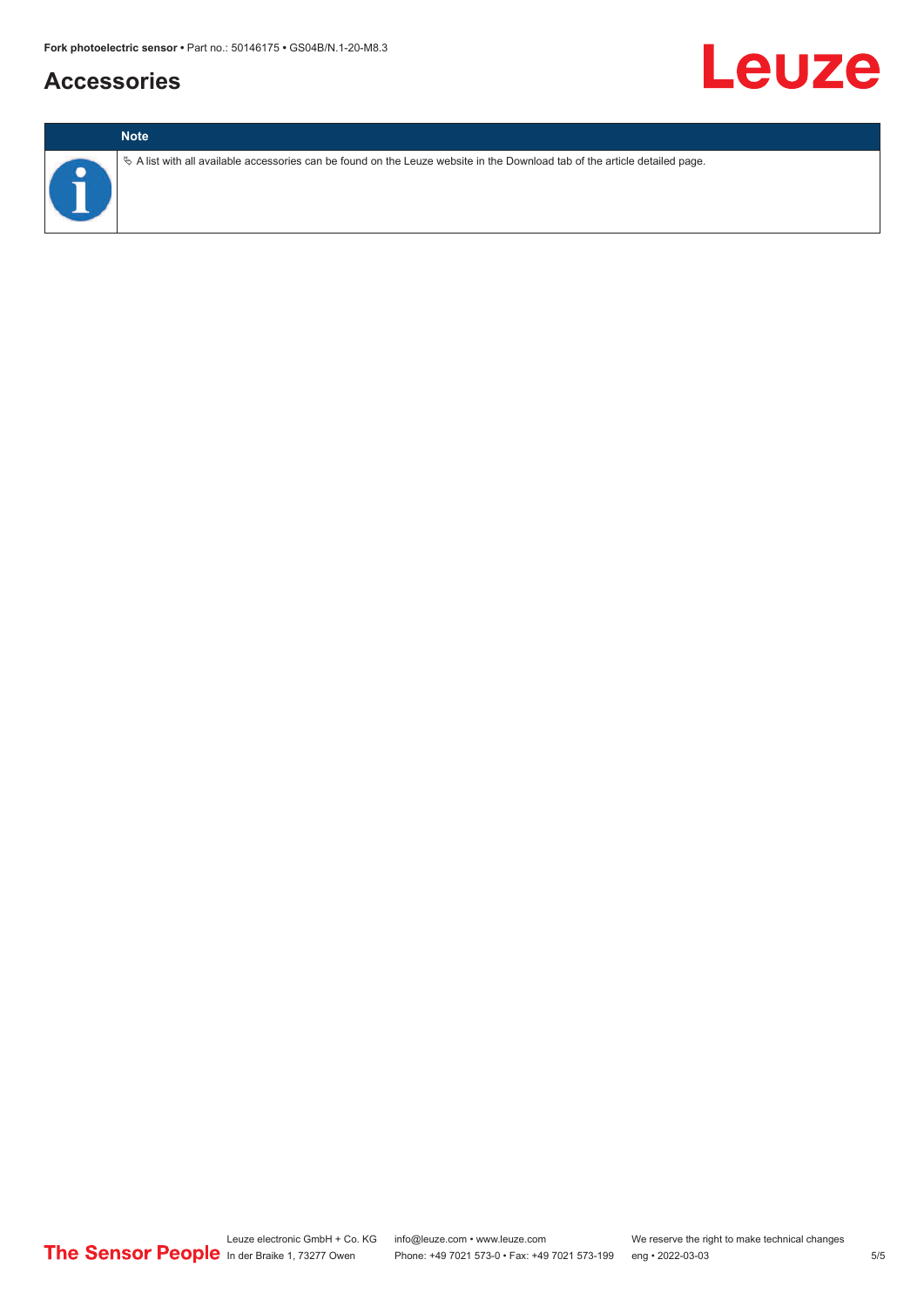## Accessories

| | Note |
|---|---|
| | ✎ A list with all available accessories can be found on the Leuze website in the Download tab of the article detailed page. |